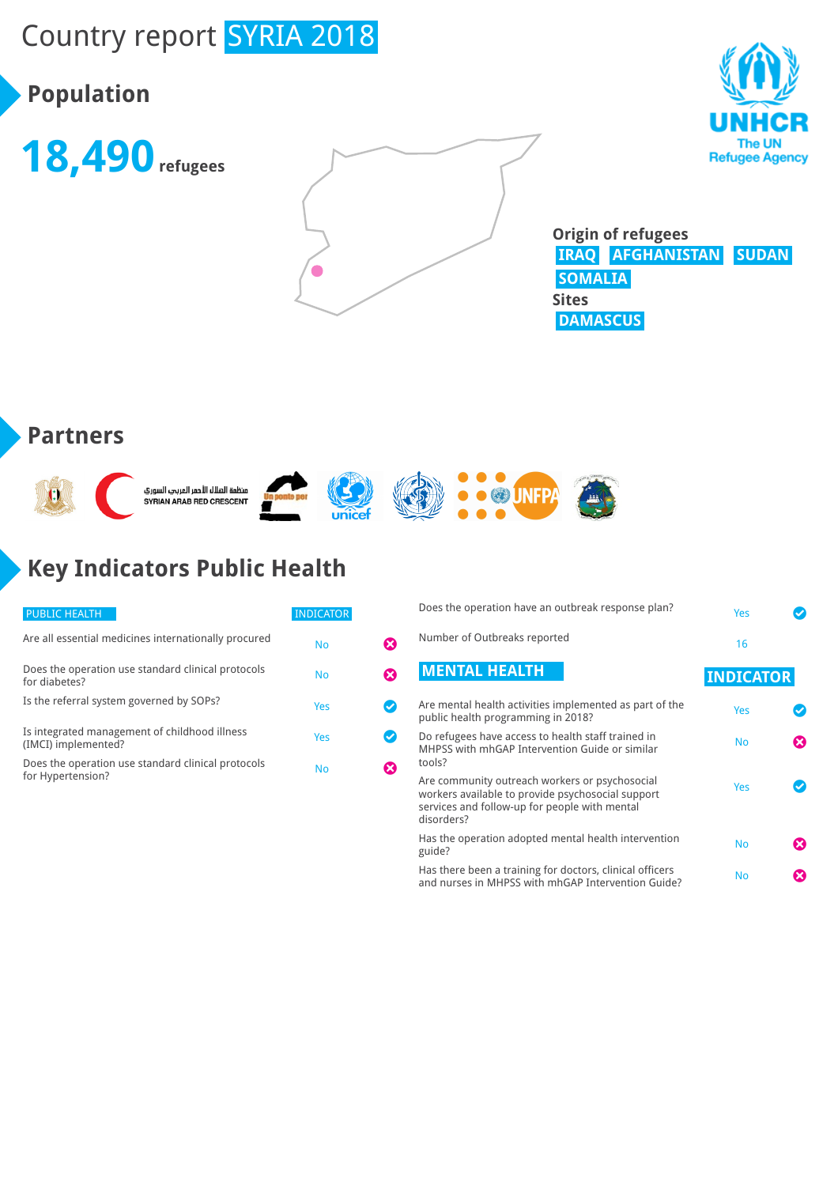# Country report SYRIA 2018

## Population

**18,490** refugees

**Origin of refugees**
IRAQ AFGHANISTAN SUDAN SOMALIA

**Sites**
DAMASCUS

## Partners

منظمة الهلال الأحمر العربي السوري
SYRIAN ARAB RED CRESCENT

Un ponte per

unicef

UNFPA

## Key Indicators Public Health

| PUBLIC HEALTH | INDICATOR |
|---|---|
| Are all essential medicines internationally procured | No |
| Does the operation use standard clinical protocols for diabetes? | No |
| Is the referral system governed by SOPs? | Yes |
| Is integrated management of childhood illness (IMCI) implemented? | Yes |
| Does the operation use standard clinical protocols for Hypertension? | No |
| Does the operation have an outbreak response plan? | Yes |
| Number of Outbreaks reported | 16 |

| MENTAL HEALTH | INDICATOR |
|---|---|
| Are mental health activities implemented as part of the public health programming in 2018? | Yes |
| Do refugees have access to health staff trained in MHPSS with mhGAP Intervention Guide or similar tools? | No |
| Are community outreach workers or psychosocial workers available to provide psychosocial support services and follow-up for people with mental disorders? | Yes |
| Has the operation adopted mental health intervention guide? | No |
| Has there been a training for doctors, clinical officers and nurses in MHPSS with mhGAP Intervention Guide? | No |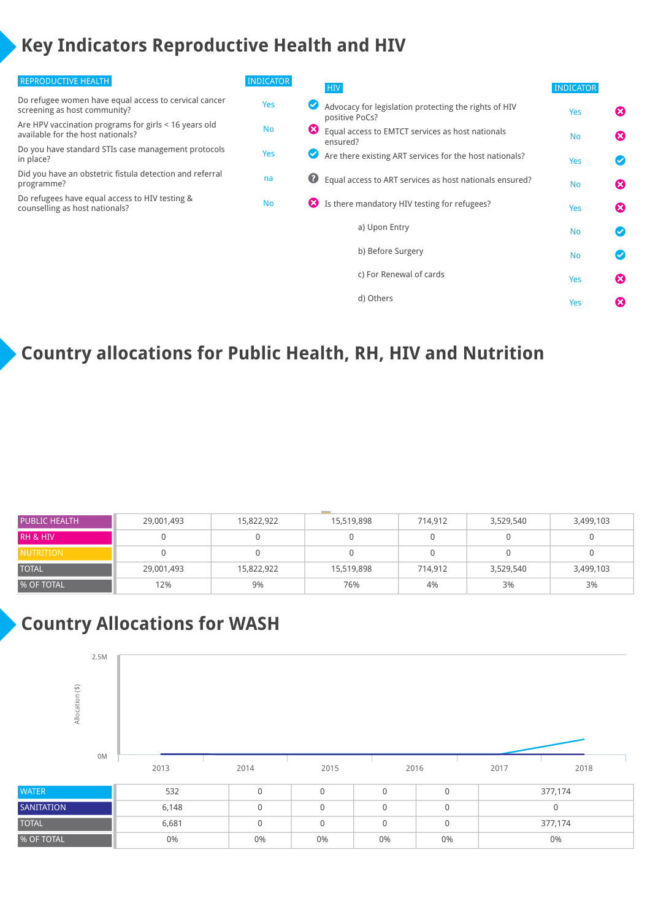# Key Indicators Reproductive Health and HIV

| REPRODUCTIVE HEALTH | INDICATOR | |
|---|---|---|
| Do refugee women have equal access to cervical cancer screening as host community? | Yes | ✔ |
| Are HPV vaccination programs for girls < 16 years old available for the host nationals? | No | ✖ |
| Do you have standard STIs case management protocols in place? | Yes | ✔ |
| Did you have an obstetric fistula detection and referral programme? | na | ? |
| Do refugees have equal access to HIV testing & counselling as host nationals? | No | ✖ |

| HIV | INDICATOR | |
|---|---|---|
| Advocacy for legislation protecting the rights of HIV positive PoCs? | Yes | ✖ |
| Equal access to EMTCT services as host nationals ensured? | No | ✖ |
| Are there existing ART services for the host nationals? | Yes | ✔ |
| Equal access to ART services as host nationals ensured? | No | ✖ |
| Is there mandatory HIV testing for refugees? | Yes | ✖ |
| a) Upon Entry | No | ✔ |
| b) Before Surgery | No | ✔ |
| c) For Renewal of cards | Yes | ✖ |
| d) Others | Yes | ✖ |

# Country allocations for Public Health, RH, HIV and Nutrition

| | | | | | | |
|---|---|---|---|---|---|---|
| PUBLIC HEALTH | 29,001,493 | 15,822,922 | 15,519,898 | 714,912 | 3,529,540 | 3,499,103 |
| RH & HIV | 0 | 0 | 0 | 0 | 0 | 0 |
| NUTRITION | 0 | 0 | 0 | 0 | 0 | 0 |
| TOTAL | 29,001,493 | 15,822,922 | 15,519,898 | 714,912 | 3,529,540 | 3,499,103 |
| % OF TOTAL | 12% | 9% | 76% | 4% | 3% | 3% |

# Country Allocations for WASH

2.5M

Allocation ($)

0M

2013 2014 2015 2016 2017 2018

| | 2013 | 2014 | 2015 | 2016 | 2017 | 2018 |
|---|---|---|---|---|---|---|
| WATER | 532 | 0 | 0 | 0 | 0 | 377,174 |
| SANITATION | 6,148 | 0 | 0 | 0 | 0 | 0 |
| TOTAL | 6,681 | 0 | 0 | 0 | 0 | 377,174 |
| % OF TOTAL | 0% | 0% | 0% | 0% | 0% | 0% |